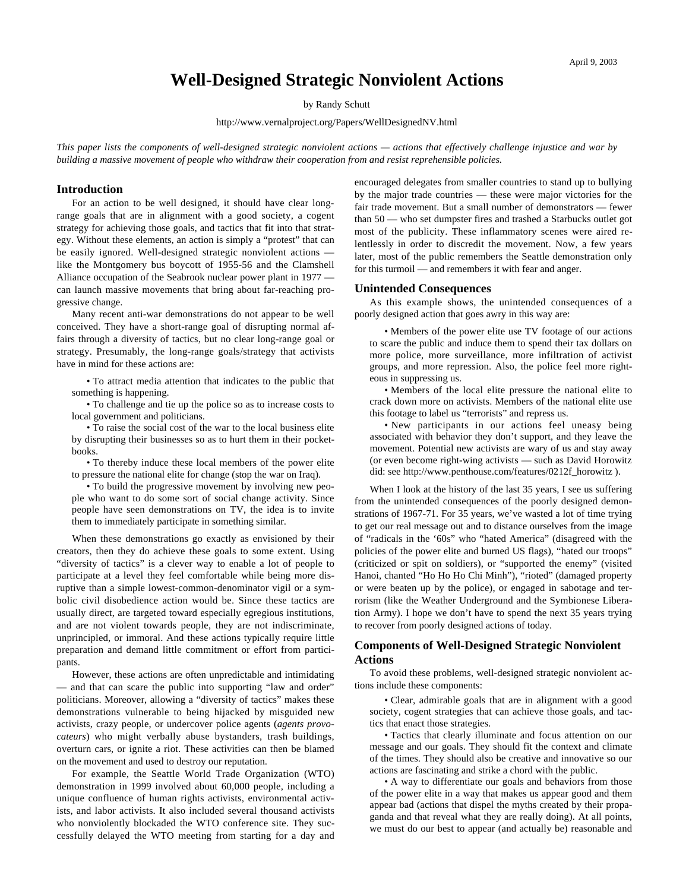April 9, 2003

# Well-Designed Strategic Nonviolent Actions

by Randy Schutt

http://www.vernalproject.org/Papers/WellDesignedNV.html

*This paper lists the components of well-designed strategic nonviolent actions — actions that effectively challenge injustice and war by building a massive movement of people who withdraw their cooperation from and resist reprehensible policies.*

## Introduction

For an action to be well designed, it should have clear long-range goals that are in alignment with a good society, a cogent strategy for achieving those goals, and tactics that fit into that strategy. Without these elements, an action is simply a "protest" that can be easily ignored. Well-designed strategic nonviolent actions — like the Montgomery bus boycott of 1955-56 and the Clamshell Alliance occupation of the Seabrook nuclear power plant in 1977 — can launch massive movements that bring about far-reaching progressive change.

Many recent anti-war demonstrations do not appear to be well conceived. They have a short-range goal of disrupting normal affairs through a diversity of tactics, but no clear long-range goal or strategy. Presumably, the long-range goals/strategy that activists have in mind for these actions are:

- To attract media attention that indicates to the public that something is happening.
- To challenge and tie up the police so as to increase costs to local government and politicians.
- To raise the social cost of the war to the local business elite by disrupting their businesses so as to hurt them in their pocketbooks.
- To thereby induce these local members of the power elite to pressure the national elite for change (stop the war on Iraq).
- To build the progressive movement by involving new people who want to do some sort of social change activity. Since people have seen demonstrations on TV, the idea is to invite them to immediately participate in something similar.

When these demonstrations go exactly as envisioned by their creators, then they do achieve these goals to some extent. Using "diversity of tactics" is a clever way to enable a lot of people to participate at a level they feel comfortable while being more disruptive than a simple lowest-common-denominator vigil or a symbolic civil disobedience action would be. Since these tactics are usually direct, are targeted toward especially egregious institutions, and are not violent towards people, they are not indiscriminate, unprincipled, or immoral. And these actions typically require little preparation and demand little commitment or effort from participants.

However, these actions are often unpredictable and intimidating — and that can scare the public into supporting "law and order" politicians. Moreover, allowing a "diversity of tactics" makes these demonstrations vulnerable to being hijacked by misguided new activists, crazy people, or undercover police agents (*agents provocateurs*) who might verbally abuse bystanders, trash buildings, overturn cars, or ignite a riot. These activities can then be blamed on the movement and used to destroy our reputation.

For example, the Seattle World Trade Organization (WTO) demonstration in 1999 involved about 60,000 people, including a unique confluence of human rights activists, environmental activists, and labor activists. It also included several thousand activists who nonviolently blockaded the WTO conference site. They successfully delayed the WTO meeting from starting for a day and encouraged delegates from smaller countries to stand up to bullying by the major trade countries — these were major victories for the fair trade movement. But a small number of demonstrators — fewer than 50 — who set dumpster fires and trashed a Starbucks outlet got most of the publicity. These inflammatory scenes were aired relentlessly in order to discredit the movement. Now, a few years later, most of the public remembers the Seattle demonstration only for this turmoil — and remembers it with fear and anger.

### Unintended Consequences

As this example shows, the unintended consequences of a poorly designed action that goes awry in this way are:

- Members of the power elite use TV footage of our actions to scare the public and induce them to spend their tax dollars on more police, more surveillance, more infiltration of activist groups, and more repression. Also, the police feel more righteous in suppressing us.
- Members of the local elite pressure the national elite to crack down more on activists. Members of the national elite use this footage to label us "terrorists" and repress us.
- New participants in our actions feel uneasy being associated with behavior they don't support, and they leave the movement. Potential new activists are wary of us and stay away (or even become right-wing activists — such as David Horowitz did: see http://www.penthouse.com/features/0212f_horowitz ).

When I look at the history of the last 35 years, I see us suffering from the unintended consequences of the poorly designed demonstrations of 1967-71. For 35 years, we've wasted a lot of time trying to get our real message out and to distance ourselves from the image of "radicals in the '60s" who "hated America" (disagreed with the policies of the power elite and burned US flags), "hated our troops" (criticized or spit on soldiers), or "supported the enemy" (visited Hanoi, chanted "Ho Ho Ho Chi Minh"), "rioted" (damaged property or were beaten up by the police), or engaged in sabotage and terrorism (like the Weather Underground and the Symbionese Liberation Army). I hope we don't have to spend the next 35 years trying to recover from poorly designed actions of today.

## Components of Well-Designed Strategic Nonviolent Actions

To avoid these problems, well-designed strategic nonviolent actions include these components:

- Clear, admirable goals that are in alignment with a good society, cogent strategies that can achieve those goals, and tactics that enact those strategies.
- Tactics that clearly illuminate and focus attention on our message and our goals. They should fit the context and climate of the times. They should also be creative and innovative so our actions are fascinating and strike a chord with the public.
- A way to differentiate our goals and behaviors from those of the power elite in a way that makes us appear good and them appear bad (actions that dispel the myths created by their propaganda and that reveal what they are really doing). At all points, we must do our best to appear (and actually be) reasonable and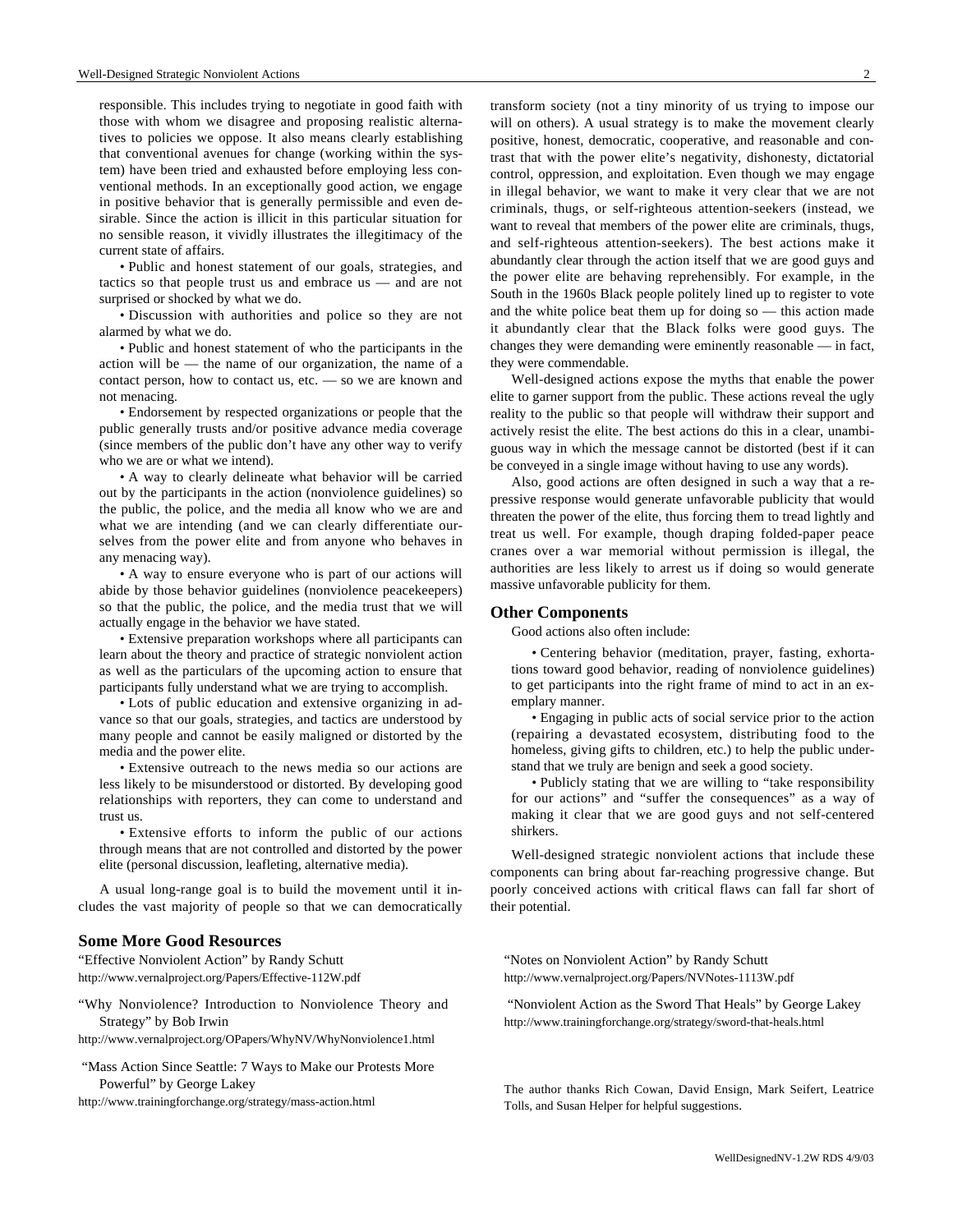responsible. This includes trying to negotiate in good faith with those with whom we disagree and proposing realistic alternatives to policies we oppose. It also means clearly establishing that conventional avenues for change (working within the system) have been tried and exhausted before employing less conventional methods. In an exceptionally good action, we engage in positive behavior that is generally permissible and even desirable. Since the action is illicit in this particular situation for no sensible reason, it vividly illustrates the illegitimacy of the current state of affairs.

- Public and honest statement of our goals, strategies, and tactics so that people trust us and embrace us — and are not surprised or shocked by what we do.
- Discussion with authorities and police so they are not alarmed by what we do.
- Public and honest statement of who the participants in the action will be — the name of our organization, the name of a contact person, how to contact us, etc. — so we are known and not menacing.
- Endorsement by respected organizations or people that the public generally trusts and/or positive advance media coverage (since members of the public don't have any other way to verify who we are or what we intend).
- A way to clearly delineate what behavior will be carried out by the participants in the action (nonviolence guidelines) so the public, the police, and the media all know who we are and what we are intending (and we can clearly differentiate ourselves from the power elite and from anyone who behaves in any menacing way).
- A way to ensure everyone who is part of our actions will abide by those behavior guidelines (nonviolence peacekeepers) so that the public, the police, and the media trust that we will actually engage in the behavior we have stated.
- Extensive preparation workshops where all participants can learn about the theory and practice of strategic nonviolent action as well as the particulars of the upcoming action to ensure that participants fully understand what we are trying to accomplish.
- Lots of public education and extensive organizing in advance so that our goals, strategies, and tactics are understood by many people and cannot be easily maligned or distorted by the media and the power elite.
- Extensive outreach to the news media so our actions are less likely to be misunderstood or distorted. By developing good relationships with reporters, they can come to understand and trust us.
- Extensive efforts to inform the public of our actions through means that are not controlled and distorted by the power elite (personal discussion, leafleting, alternative media).

A usual long-range goal is to build the movement until it includes the vast majority of people so that we can democratically transform society (not a tiny minority of us trying to impose our will on others). A usual strategy is to make the movement clearly positive, honest, democratic, cooperative, and reasonable and contrast that with the power elite's negativity, dishonesty, dictatorial control, oppression, and exploitation. Even though we may engage in illegal behavior, we want to make it very clear that we are not criminals, thugs, or self-righteous attention-seekers (instead, we want to reveal that members of the power elite are criminals, thugs, and self-righteous attention-seekers). The best actions make it abundantly clear through the action itself that we are good guys and the power elite are behaving reprehensibly. For example, in the South in the 1960s Black people politely lined up to register to vote and the white police beat them up for doing so — this action made it abundantly clear that the Black folks were good guys. The changes they were demanding were eminently reasonable — in fact, they were commendable.

Well-designed actions expose the myths that enable the power elite to garner support from the public. These actions reveal the ugly reality to the public so that people will withdraw their support and actively resist the elite. The best actions do this in a clear, unambiguous way in which the message cannot be distorted (best if it can be conveyed in a single image without having to use any words).

Also, good actions are often designed in such a way that a repressive response would generate unfavorable publicity that would threaten the power of the elite, thus forcing them to tread lightly and treat us well. For example, though draping folded-paper peace cranes over a war memorial without permission is illegal, the authorities are less likely to arrest us if doing so would generate massive unfavorable publicity for them.

## Other Components

Good actions also often include:

- Centering behavior (meditation, prayer, fasting, exhortations toward good behavior, reading of nonviolence guidelines) to get participants into the right frame of mind to act in an exemplary manner.
- Engaging in public acts of social service prior to the action (repairing a devastated ecosystem, distributing food to the homeless, giving gifts to children, etc.) to help the public understand that we truly are benign and seek a good society.
- Publicly stating that we are willing to "take responsibility for our actions" and "suffer the consequences" as a way of making it clear that we are good guys and not self-centered shirkers.

Well-designed strategic nonviolent actions that include these components can bring about far-reaching progressive change. But poorly conceived actions with critical flaws can fall far short of their potential.

## Some More Good Resources

"Effective Nonviolent Action" by Randy Schutt
http://www.vernalproject.org/Papers/Effective-112W.pdf

"Why Nonviolence? Introduction to Nonviolence Theory and Strategy" by Bob Irwin
http://www.vernalproject.org/OPapers/WhyNV/WhyNonviolence1.html

"Mass Action Since Seattle: 7 Ways to Make our Protests More Powerful" by George Lakey
http://www.trainingforchange.org/strategy/mass-action.html

"Notes on Nonviolent Action" by Randy Schutt
http://www.vernalproject.org/Papers/NVNotes-1113W.pdf

"Nonviolent Action as the Sword That Heals" by George Lakey
http://www.trainingforchange.org/strategy/sword-that-heals.html

The author thanks Rich Cowan, David Ensign, Mark Seifert, Leatrice Tolls, and Susan Helper for helpful suggestions.

WellDesignedNV-1.2W RDS 4/9/03